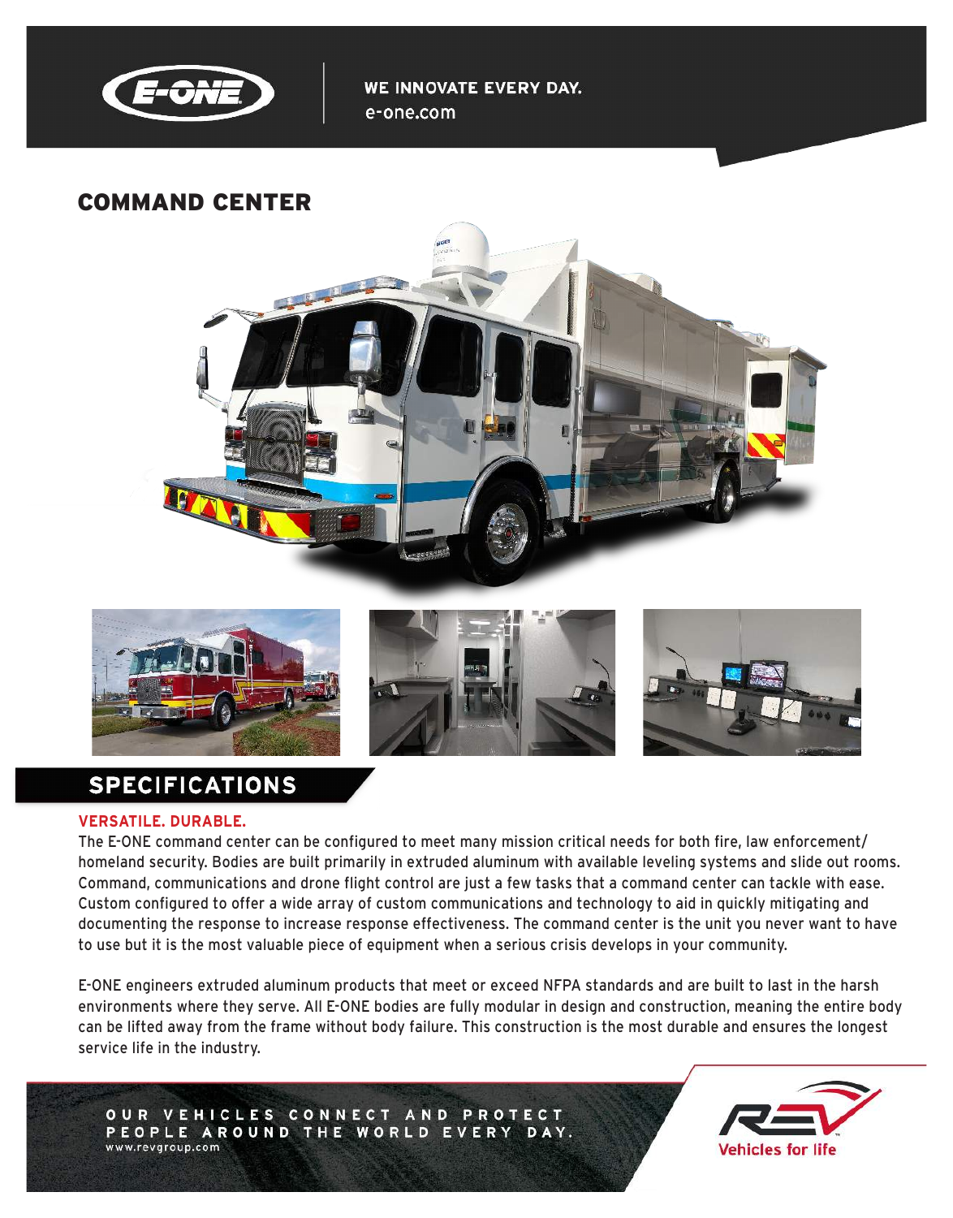WE INNOVATE EVERY DAY.
e-one.com

# COMMAND CENTER

## SPECIFICATIONS

### VERSATILE. DURABLE.

The E-ONE command center can be configured to meet many mission critical needs for both fire, law enforcement/homeland security. Bodies are built primarily in extruded aluminum with available leveling systems and slide out rooms. Command, communications and drone flight control are just a few tasks that a command center can tackle with ease. Custom configured to offer a wide array of custom communications and technology to aid in quickly mitigating and documenting the response to increase response effectiveness. The command center is the unit you never want to have to use but it is the most valuable piece of equipment when a serious crisis develops in your community.

E-ONE engineers extruded aluminum products that meet or exceed NFPA standards and are built to last in the harsh environments where they serve. All E-ONE bodies are fully modular in design and construction, meaning the entire body can be lifted away from the frame without body failure. This construction is the most durable and ensures the longest service life in the industry.

OUR VEHICLES CONNECT AND PROTECT PEOPLE AROUND THE WORLD EVERY DAY.
www.revgroup.com

Vehicles for life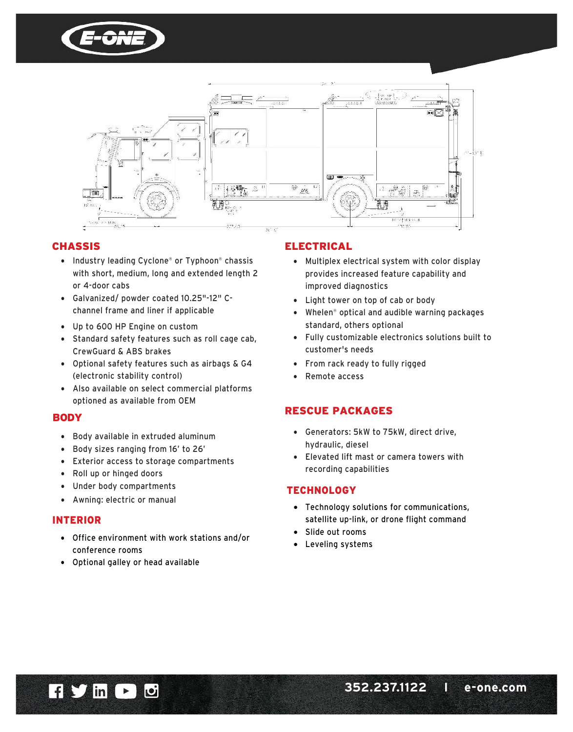## CHASSIS

- Industry leading Cyclone® or Typhoon® chassis with short, medium, long and extended length 2 or 4-door cabs
- Galvanized/ powder coated 10.25"-12" C-channel frame and liner if applicable
- Up to 600 HP Engine on custom
- Standard safety features such as roll cage cab, CrewGuard & ABS brakes
- Optional safety features such as airbags & G4 (electronic stability control)
- Also available on select commercial platforms optioned as available from OEM

## BODY

- Body available in extruded aluminum
- Body sizes ranging from 16' to 26'
- Exterior access to storage compartments
- Roll up or hinged doors
- Under body compartments
- Awning: electric or manual

## INTERIOR

- Office environment with work stations and/or conference rooms
- Optional galley or head available

## ELECTRICAL

- Multiplex electrical system with color display provides increased feature capability and improved diagnostics
- Light tower on top of cab or body
- Whelen® optical and audible warning packages standard, others optional
- Fully customizable electronics solutions built to customer's needs
- From rack ready to fully rigged
- Remote access

## RESCUE PACKAGES

- Generators: 5kW to 75kW, direct drive, hydraulic, diesel
- Elevated lift mast or camera towers with recording capabilities

## TECHNOLOGY

- Technology solutions for communications, satellite up-link, or drone flight command
- Slide out rooms
- Leveling systems

352.237.1122 | e-one.com